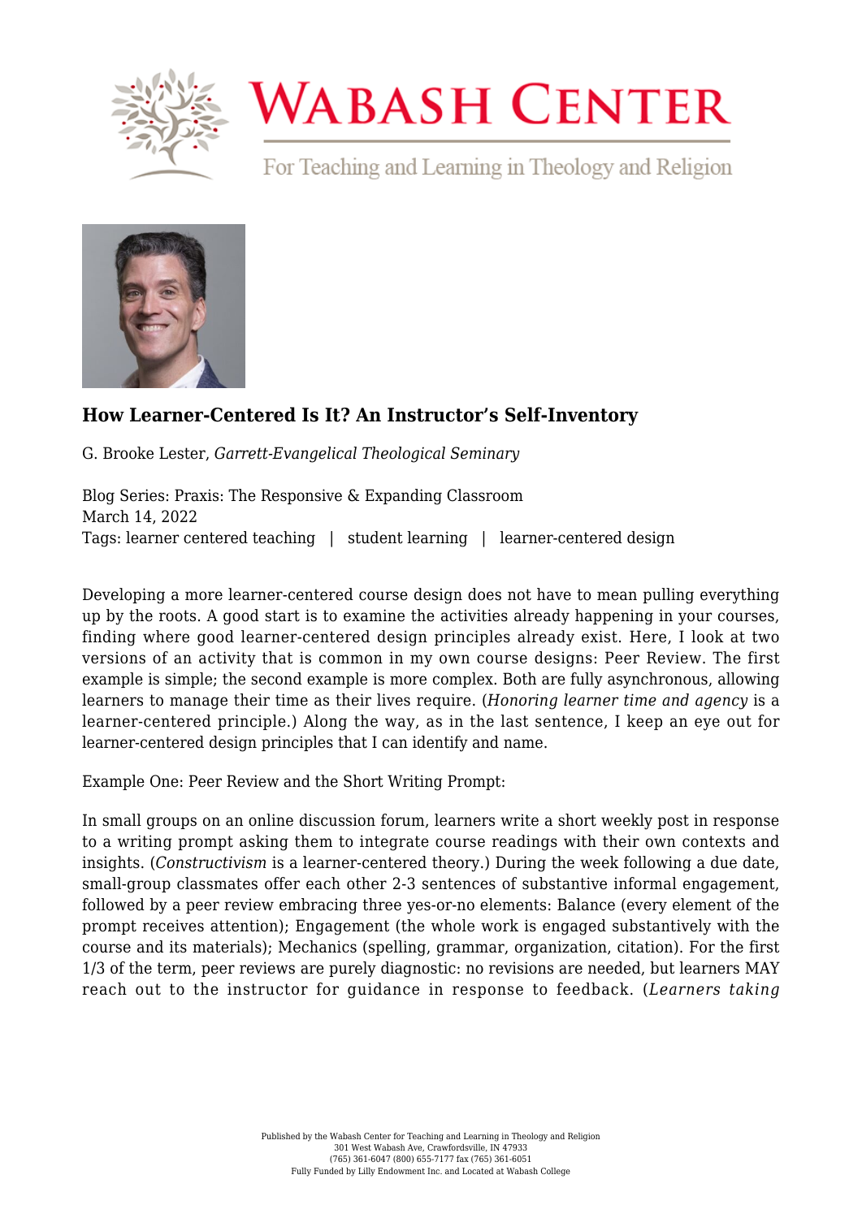# How Learner-Centered Is It? An Instructor's Self-Inventory

G. Brooke Lester, *Garrett-Evangelical Theological Seminary*

Blog Series: Praxis: The Responsive & Expanding Classroom
March 14, 2022
Tags: learner centered teaching | student learning | learner-centered design

Developing a more learner-centered course design does not have to mean pulling everything up by the roots. A good start is to examine the activities already happening in your courses, finding where good learner-centered design principles already exist. Here, I look at two versions of an activity that is common in my own course designs: Peer Review. The first example is simple; the second example is more complex. Both are fully asynchronous, allowing learners to manage their time as their lives require. (*Honoring learner time and agency* is a learner-centered principle.) Along the way, as in the last sentence, I keep an eye out for learner-centered design principles that I can identify and name.

Example One: Peer Review and the Short Writing Prompt:

In small groups on an online discussion forum, learners write a short weekly post in response to a writing prompt asking them to integrate course readings with their own contexts and insights. (*Constructivism* is a learner-centered theory.) During the week following a due date, small-group classmates offer each other 2-3 sentences of substantive informal engagement, followed by a peer review embracing three yes-or-no elements: Balance (every element of the prompt receives attention); Engagement (the whole work is engaged substantively with the course and its materials); Mechanics (spelling, grammar, organization, citation). For the first 1/3 of the term, peer reviews are purely diagnostic: no revisions are needed, but learners MAY reach out to the instructor for guidance in response to feedback. (*Learners taking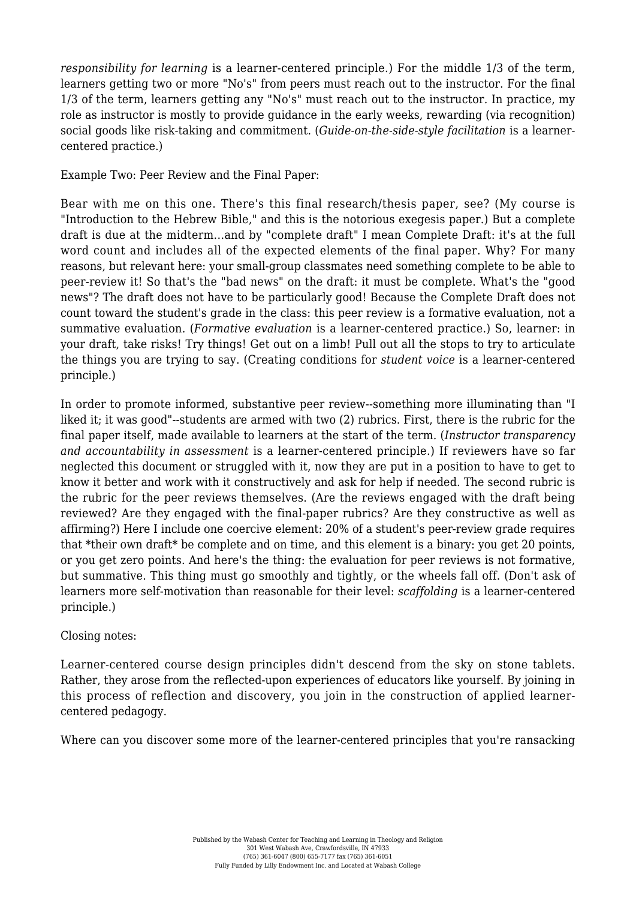*responsibility for learning* is a learner-centered principle.) For the middle 1/3 of the term, learners getting two or more "No's" from peers must reach out to the instructor. For the final 1/3 of the term, learners getting any "No's" must reach out to the instructor. In practice, my role as instructor is mostly to provide guidance in the early weeks, rewarding (via recognition) social goods like risk-taking and commitment. (*Guide-on-the-side-style facilitation* is a learner-centered practice.)

Example Two: Peer Review and the Final Paper:

Bear with me on this one. There's this final research/thesis paper, see? (My course is "Introduction to the Hebrew Bible," and this is the notorious exegesis paper.) But a complete draft is due at the midterm...and by "complete draft" I mean Complete Draft: it's at the full word count and includes all of the expected elements of the final paper. Why? For many reasons, but relevant here: your small-group classmates need something complete to be able to peer-review it! So that's the "bad news" on the draft: it must be complete. What's the "good news"? The draft does not have to be particularly good! Because the Complete Draft does not count toward the student's grade in the class: this peer review is a formative evaluation, not a summative evaluation. (*Formative evaluation* is a learner-centered practice.) So, learner: in your draft, take risks! Try things! Get out on a limb! Pull out all the stops to try to articulate the things you are trying to say. (Creating conditions for *student voice* is a learner-centered principle.)

In order to promote informed, substantive peer review--something more illuminating than "I liked it; it was good"--students are armed with two (2) rubrics. First, there is the rubric for the final paper itself, made available to learners at the start of the term. (*Instructor transparency and accountability in assessment* is a learner-centered principle.) If reviewers have so far neglected this document or struggled with it, now they are put in a position to have to get to know it better and work with it constructively and ask for help if needed. The second rubric is the rubric for the peer reviews themselves. (Are the reviews engaged with the draft being reviewed? Are they engaged with the final-paper rubrics? Are they constructive as well as affirming?) Here I include one coercive element: 20% of a student's peer-review grade requires that *their own draft* be complete and on time, and this element is a binary: you get 20 points, or you get zero points. And here's the thing: the evaluation for peer reviews is not formative, but summative. This thing must go smoothly and tightly, or the wheels fall off. (Don't ask of learners more self-motivation than reasonable for their level: *scaffolding* is a learner-centered principle.)

Closing notes:

Learner-centered course design principles didn't descend from the sky on stone tablets. Rather, they arose from the reflected-upon experiences of educators like yourself. By joining in this process of reflection and discovery, you join in the construction of applied learner-centered pedagogy.

Where can you discover some more of the learner-centered principles that you're ransacking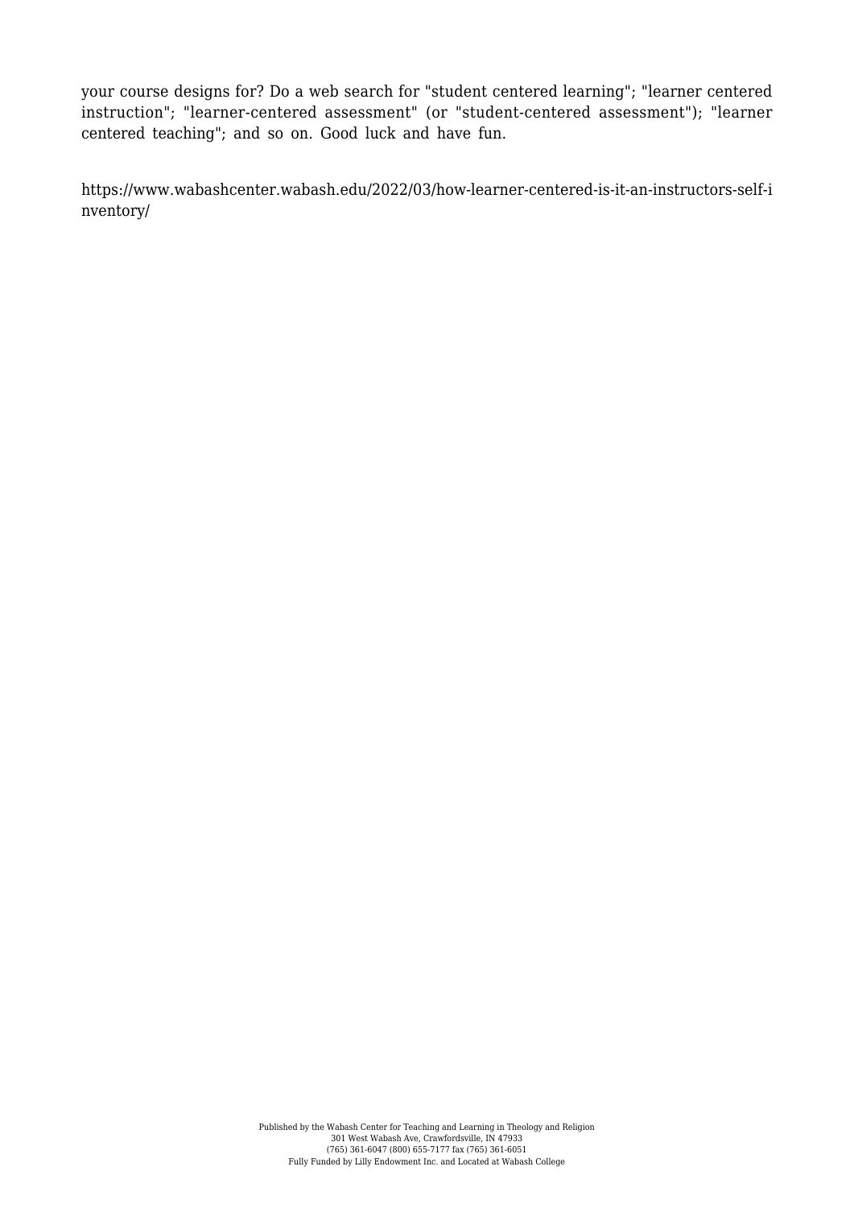your course designs for? Do a web search for "student centered learning"; "learner centered instruction"; "learner-centered assessment" (or "student-centered assessment"); "learner centered teaching"; and so on. Good luck and have fun.

https://www.wabashcenter.wabash.edu/2022/03/how-learner-centered-is-it-an-instructors-self-inventory/